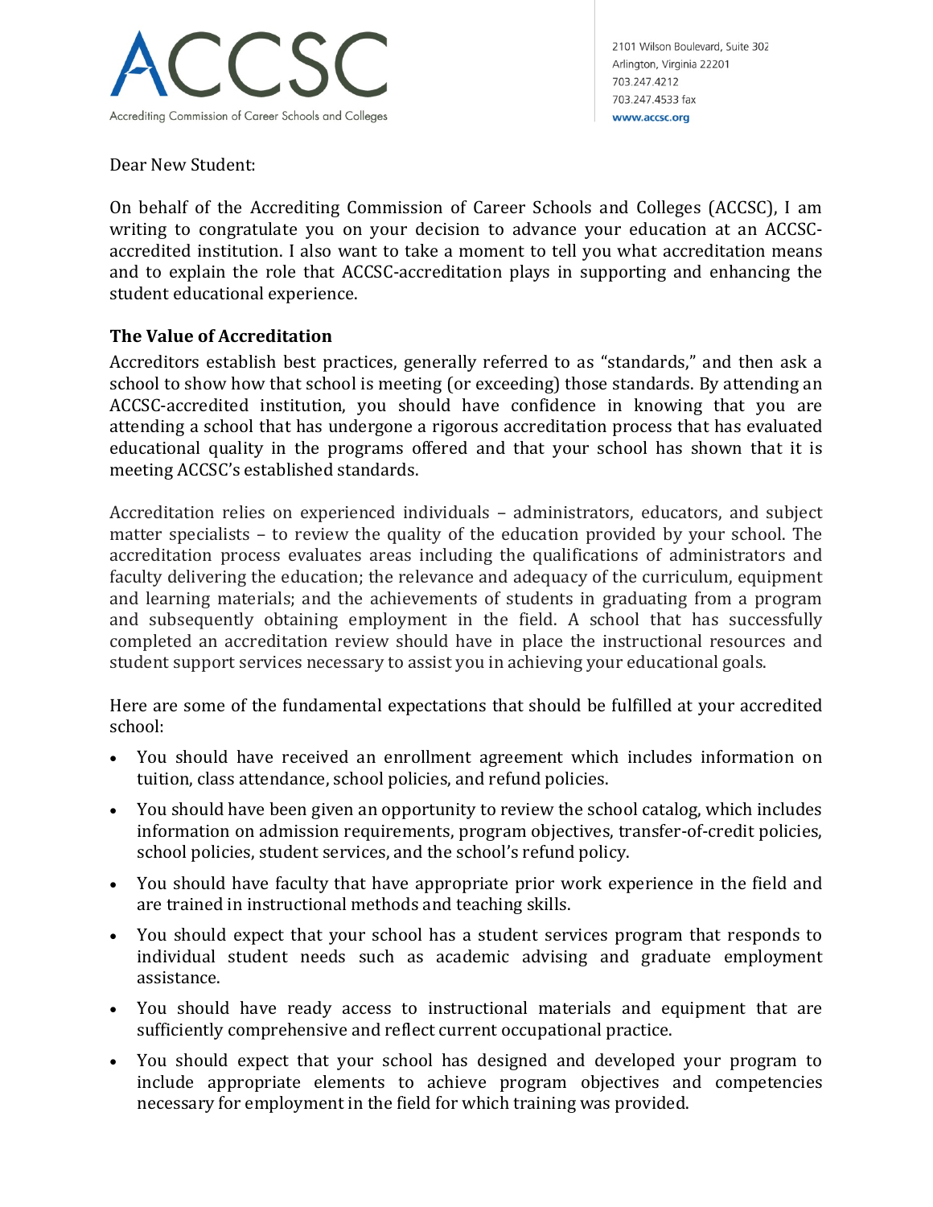ACCSC

Accrediting Commission of Career Schools and Colleges

2101 Wilson Boulevard, Suite 302
Arlington, Virginia 22201
703.247.4212
703.247.4533 fax
www.accsc.org

Dear New Student:

On behalf of the Accrediting Commission of Career Schools and Colleges (ACCSC), I am writing to congratulate you on your decision to advance your education at an ACCSC-accredited institution. I also want to take a moment to tell you what accreditation means and to explain the role that ACCSC-accreditation plays in supporting and enhancing the student educational experience.

**The Value of Accreditation**

Accreditors establish best practices, generally referred to as "standards," and then ask a school to show how that school is meeting (or exceeding) those standards. By attending an ACCSC-accredited institution, you should have confidence in knowing that you are attending a school that has undergone a rigorous accreditation process that has evaluated educational quality in the programs offered and that your school has shown that it is meeting ACCSC's established standards.

Accreditation relies on experienced individuals – administrators, educators, and subject matter specialists – to review the quality of the education provided by your school. The accreditation process evaluates areas including the qualifications of administrators and faculty delivering the education; the relevance and adequacy of the curriculum, equipment and learning materials; and the achievements of students in graduating from a program and subsequently obtaining employment in the field. A school that has successfully completed an accreditation review should have in place the instructional resources and student support services necessary to assist you in achieving your educational goals.

Here are some of the fundamental expectations that should be fulfilled at your accredited school:

- You should have received an enrollment agreement which includes information on tuition, class attendance, school policies, and refund policies.
- You should have been given an opportunity to review the school catalog, which includes information on admission requirements, program objectives, transfer-of-credit policies, school policies, student services, and the school's refund policy.
- You should have faculty that have appropriate prior work experience in the field and are trained in instructional methods and teaching skills.
- You should expect that your school has a student services program that responds to individual student needs such as academic advising and graduate employment assistance.
- You should have ready access to instructional materials and equipment that are sufficiently comprehensive and reflect current occupational practice.
- You should expect that your school has designed and developed your program to include appropriate elements to achieve program objectives and competencies necessary for employment in the field for which training was provided.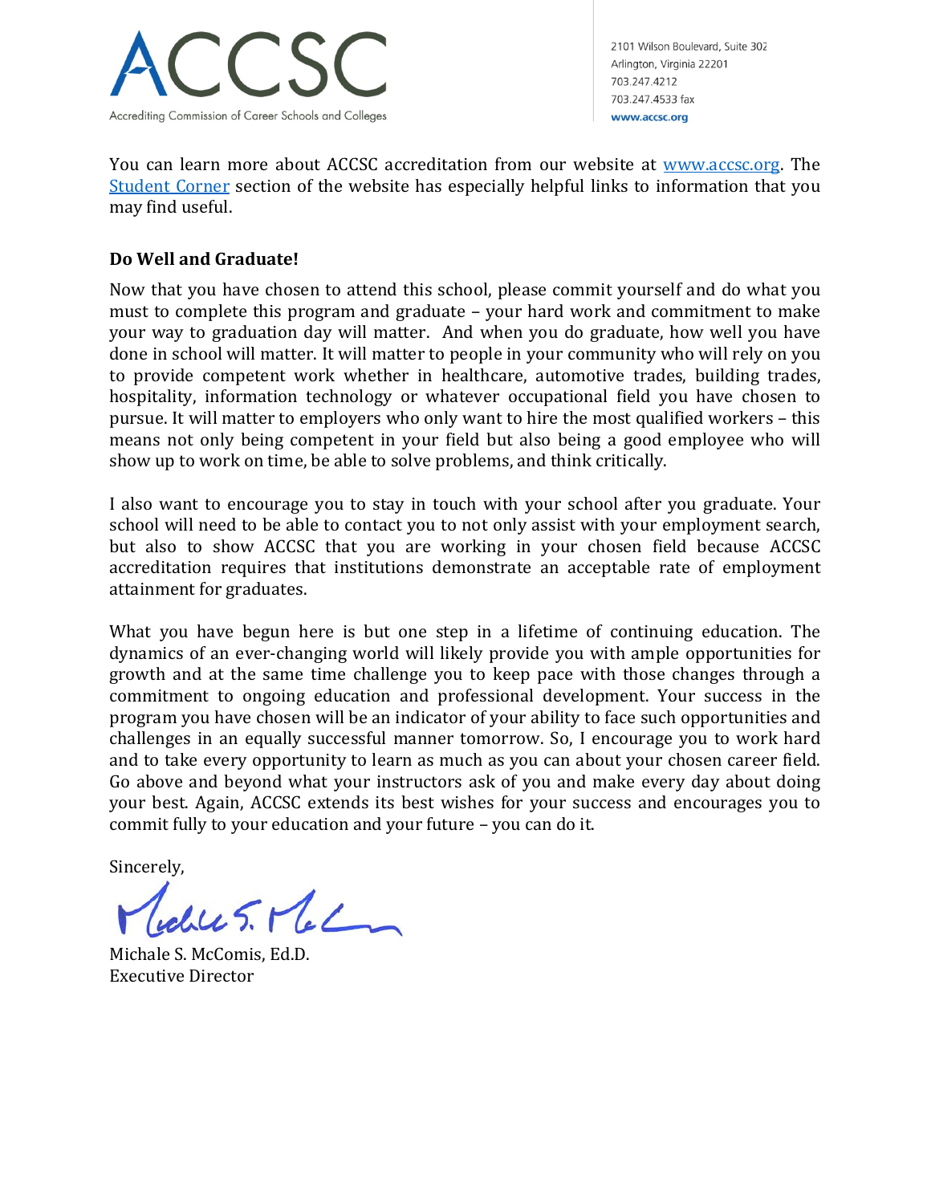ACCSC

Accrediting Commission of Career Schools and Colleges

2101 Wilson Boulevard, Suite 302
Arlington, Virginia 22201
703.247.4212
703.247.4533 fax
www.accsc.org

You can learn more about ACCSC accreditation from our website at www.accsc.org. The Student Corner section of the website has especially helpful links to information that you may find useful.

**Do Well and Graduate!**

Now that you have chosen to attend this school, please commit yourself and do what you must to complete this program and graduate – your hard work and commitment to make your way to graduation day will matter. And when you do graduate, how well you have done in school will matter. It will matter to people in your community who will rely on you to provide competent work whether in healthcare, automotive trades, building trades, hospitality, information technology or whatever occupational field you have chosen to pursue. It will matter to employers who only want to hire the most qualified workers – this means not only being competent in your field but also being a good employee who will show up to work on time, be able to solve problems, and think critically.

I also want to encourage you to stay in touch with your school after you graduate. Your school will need to be able to contact you to not only assist with your employment search, but also to show ACCSC that you are working in your chosen field because ACCSC accreditation requires that institutions demonstrate an acceptable rate of employment attainment for graduates.

What you have begun here is but one step in a lifetime of continuing education. The dynamics of an ever-changing world will likely provide you with ample opportunities for growth and at the same time challenge you to keep pace with those changes through a commitment to ongoing education and professional development. Your success in the program you have chosen will be an indicator of your ability to face such opportunities and challenges in an equally successful manner tomorrow. So, I encourage you to work hard and to take every opportunity to learn as much as you can about your chosen career field. Go above and beyond what your instructors ask of you and make every day about doing your best. Again, ACCSC extends its best wishes for your success and encourages you to commit fully to your education and your future – you can do it.

Sincerely,

Michale S. McComis, Ed.D.
Executive Director